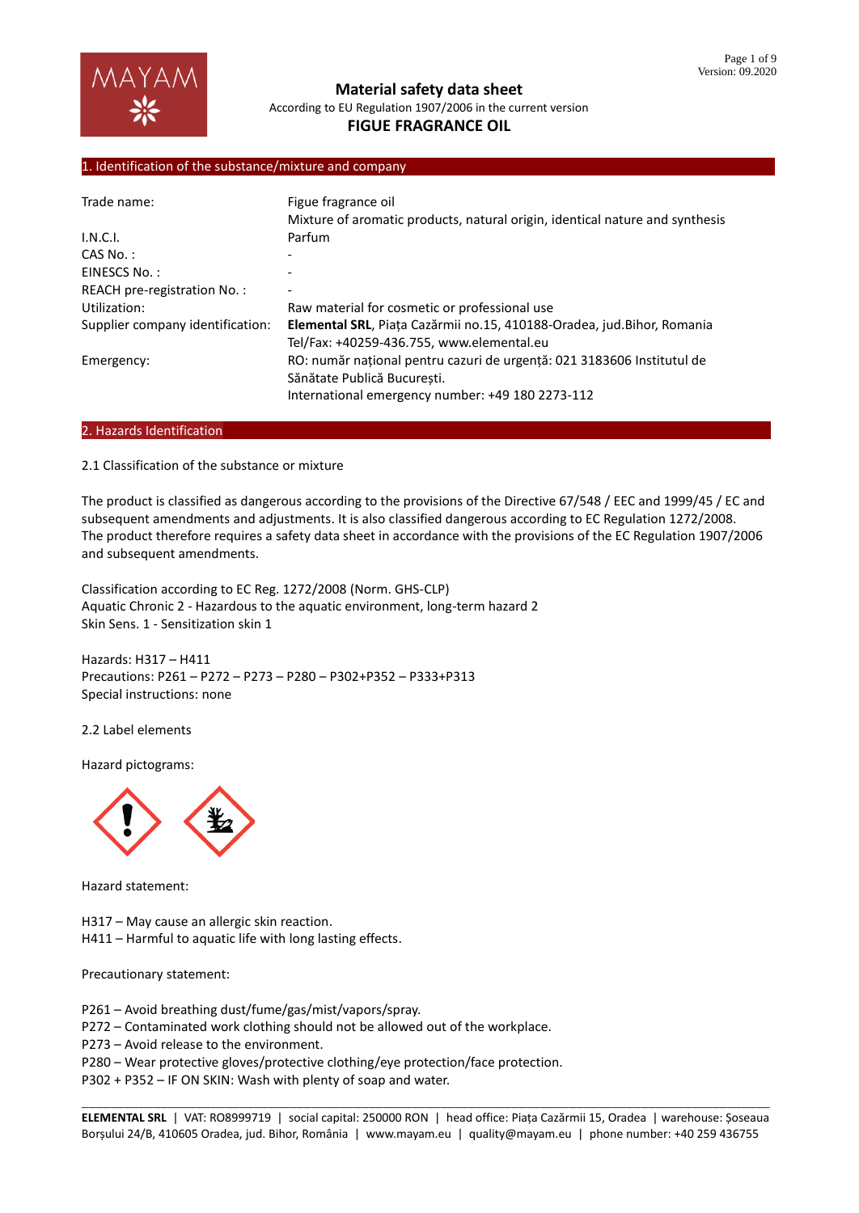# Material safety data sheet

According to EU Regulation 1907/2006 in the current version

**FIGUE FRAGRANCE OIL**

## 1. Identification of the substance/mixture and company

| | |
|---|---|
| Trade name: | Figue fragrance oil<br>Mixture of aromatic products, natural origin, identical nature and synthesis |
| I.N.C.I. | Parfum |
| CAS No. : | - |
| EINESCS No. : | - |
| REACH pre-registration No. : | - |
| Utilization: | Raw material for cosmetic or professional use |
| Supplier company identification: | **Elemental SRL**, Piața Cazărmii no.15, 410188-Oradea, jud.Bihor, Romania<br>Tel/Fax: +40259-436.755, www.elemental.eu |
| Emergency: | RO: număr național pentru cazuri de urgență: 021 3183606 Institutul de Sănătate Publică București.<br>International emergency number: +49 180 2273-112 |

## 2. Hazards Identification

2.1 Classification of the substance or mixture

The product is classified as dangerous according to the provisions of the Directive 67/548 / EEC and 1999/45 / EC and subsequent amendments and adjustments. It is also classified dangerous according to EC Regulation 1272/2008. The product therefore requires a safety data sheet in accordance with the provisions of the EC Regulation 1907/2006 and subsequent amendments.

Classification according to EC Reg. 1272/2008 (Norm. GHS-CLP)
Aquatic Chronic 2 - Hazardous to the aquatic environment, long-term hazard 2
Skin Sens. 1 - Sensitization skin 1

Hazards: H317 – H411
Precautions: P261 – P272 – P273 – P280 – P302+P352 – P333+P313
Special instructions: none

2.2 Label elements

Hazard pictograms:

Hazard statement:

H317 – May cause an allergic skin reaction.
H411 – Harmful to aquatic life with long lasting effects.

Precautionary statement:

P261 – Avoid breathing dust/fume/gas/mist/vapors/spray.
P272 – Contaminated work clothing should not be allowed out of the workplace.
P273 – Avoid release to the environment.
P280 – Wear protective gloves/protective clothing/eye protection/face protection.
P302 + P352 – IF ON SKIN: Wash with plenty of soap and water.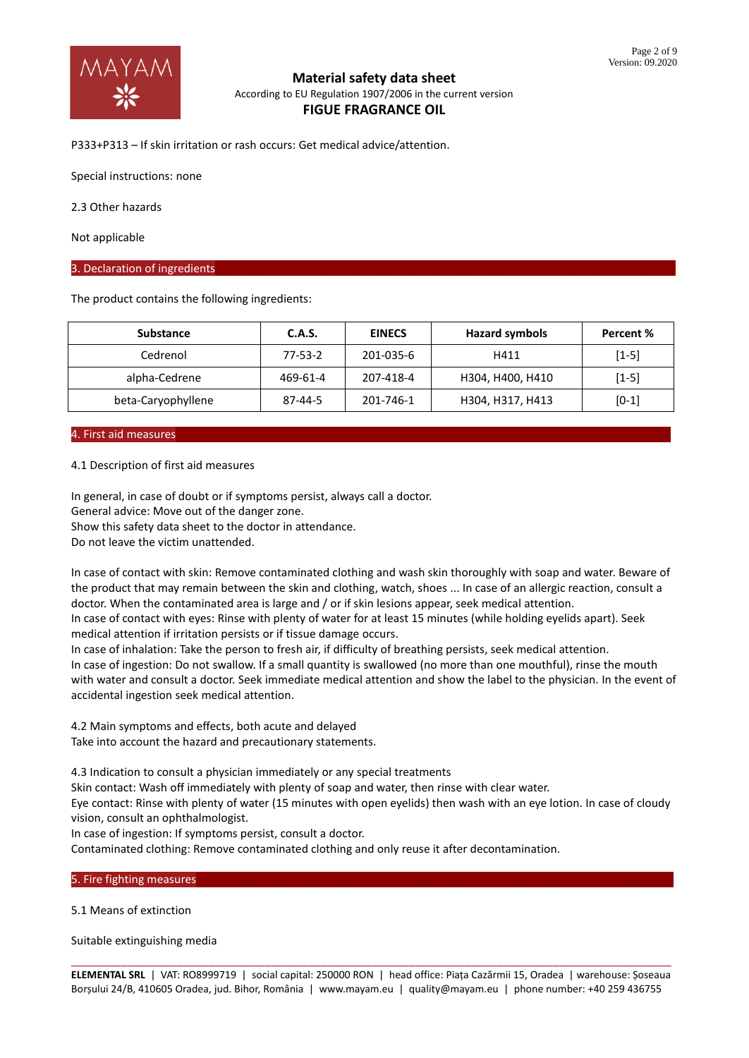P333+P313 – If skin irritation or rash occurs: Get medical advice/attention.

Special instructions: none

2.3 Other hazards

Not applicable

## 3. Declaration of ingredients

The product contains the following ingredients:

| Substance | C.A.S. | EINECS | Hazard symbols | Percent % |
|---|---|---|---|---|
| Cedrenol | 77-53-2 | 201-035-6 | H411 | [1-5] |
| alpha-Cedrene | 469-61-4 | 207-418-4 | H304, H400, H410 | [1-5] |
| beta-Caryophyllene | 87-44-5 | 201-746-1 | H304, H317, H413 | [0-1] |

## 4. First aid measures

4.1 Description of first aid measures

In general, in case of doubt or if symptoms persist, always call a doctor.
General advice: Move out of the danger zone.
Show this safety data sheet to the doctor in attendance.
Do not leave the victim unattended.

In case of contact with skin: Remove contaminated clothing and wash skin thoroughly with soap and water. Beware of the product that may remain between the skin and clothing, watch, shoes ... In case of an allergic reaction, consult a doctor. When the contaminated area is large and / or if skin lesions appear, seek medical attention.
In case of contact with eyes: Rinse with plenty of water for at least 15 minutes (while holding eyelids apart). Seek medical attention if irritation persists or if tissue damage occurs.
In case of inhalation: Take the person to fresh air, if difficulty of breathing persists, seek medical attention.
In case of ingestion: Do not swallow. If a small quantity is swallowed (no more than one mouthful), rinse the mouth with water and consult a doctor. Seek immediate medical attention and show the label to the physician. In the event of accidental ingestion seek medical attention.

4.2 Main symptoms and effects, both acute and delayed
Take into account the hazard and precautionary statements.

4.3 Indication to consult a physician immediately or any special treatments
Skin contact: Wash off immediately with plenty of soap and water, then rinse with clear water.
Eye contact: Rinse with plenty of water (15 minutes with open eyelids) then wash with an eye lotion. In case of cloudy vision, consult an ophthalmologist.
In case of ingestion: If symptoms persist, consult a doctor.
Contaminated clothing: Remove contaminated clothing and only reuse it after decontamination.

## 5. Fire fighting measures

5.1 Means of extinction

Suitable extinguishing media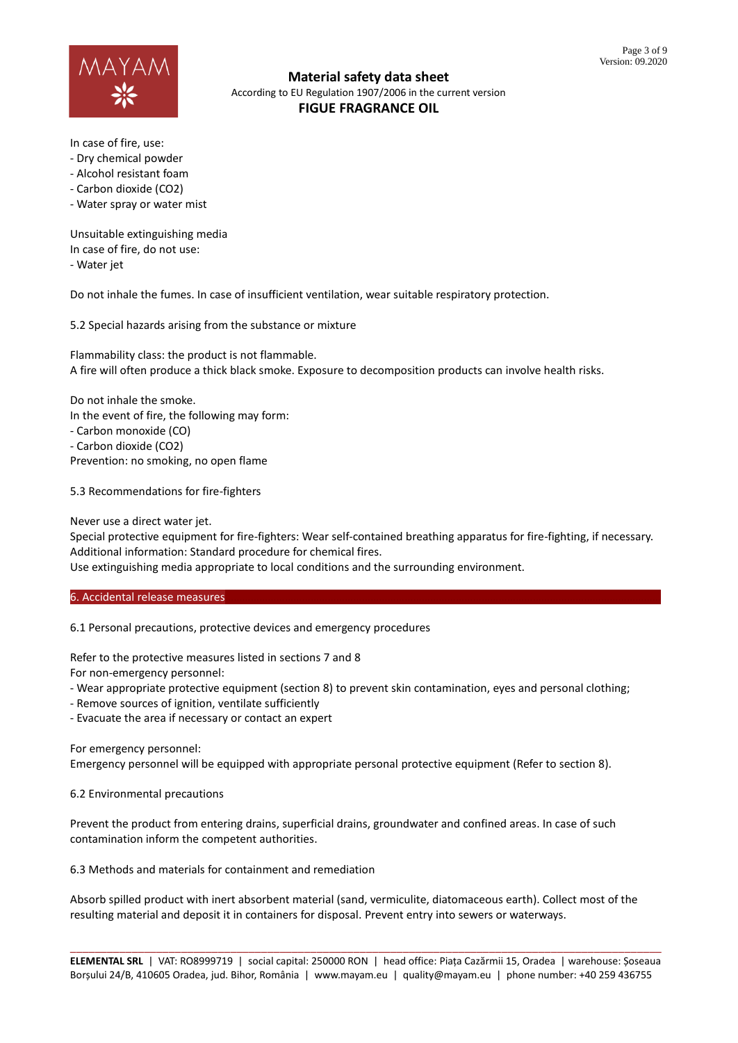In case of fire, use:
- Dry chemical powder
- Alcohol resistant foam
- Carbon dioxide ($CO_2$)
- Water spray or water mist

Unsuitable extinguishing media
In case of fire, do not use:
- Water jet

Do not inhale the fumes. In case of insufficient ventilation, wear suitable respiratory protection.

5.2 Special hazards arising from the substance or mixture

Flammability class: the product is not flammable.
A fire will often produce a thick black smoke. Exposure to decomposition products can involve health risks.

Do not inhale the smoke.
In the event of fire, the following may form:
- Carbon monoxide (CO)
- Carbon dioxide ($CO_2$)
Prevention: no smoking, no open flame

5.3 Recommendations for fire-fighters

Never use a direct water jet.
Special protective equipment for fire-fighters: Wear self-contained breathing apparatus for fire-fighting, if necessary.
Additional information: Standard procedure for chemical fires.
Use extinguishing media appropriate to local conditions and the surrounding environment.

## 6. Accidental release measures

6.1 Personal precautions, protective devices and emergency procedures

Refer to the protective measures listed in sections 7 and 8
For non-emergency personnel:
- Wear appropriate protective equipment (section 8) to prevent skin contamination, eyes and personal clothing;
- Remove sources of ignition, ventilate sufficiently
- Evacuate the area if necessary or contact an expert

For emergency personnel:
Emergency personnel will be equipped with appropriate personal protective equipment (Refer to section 8).

6.2 Environmental precautions

Prevent the product from entering drains, superficial drains, groundwater and confined areas. In case of such contamination inform the competent authorities.

6.3 Methods and materials for containment and remediation

Absorb spilled product with inert absorbent material (sand, vermiculite, diatomaceous earth). Collect most of the resulting material and deposit it in containers for disposal. Prevent entry into sewers or waterways.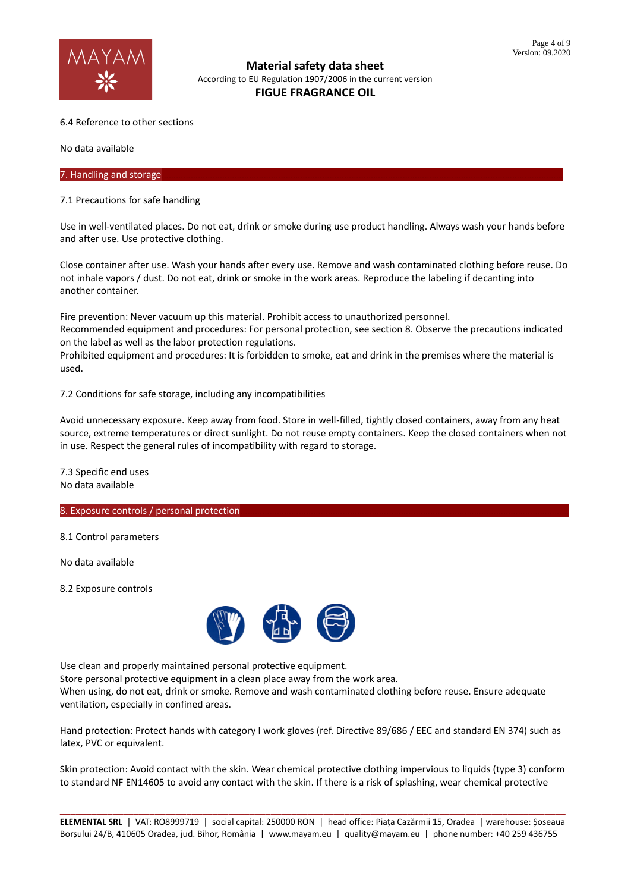6.4 Reference to other sections

No data available

## 7. Handling and storage

7.1 Precautions for safe handling

Use in well-ventilated places. Do not eat, drink or smoke during use product handling. Always wash your hands before and after use. Use protective clothing.

Close container after use. Wash your hands after every use. Remove and wash contaminated clothing before reuse. Do not inhale vapors / dust. Do not eat, drink or smoke in the work areas. Reproduce the labeling if decanting into another container.

Fire prevention: Never vacuum up this material. Prohibit access to unauthorized personnel.
Recommended equipment and procedures: For personal protection, see section 8. Observe the precautions indicated on the label as well as the labor protection regulations.
Prohibited equipment and procedures: It is forbidden to smoke, eat and drink in the premises where the material is used.

7.2 Conditions for safe storage, including any incompatibilities

Avoid unnecessary exposure. Keep away from food. Store in well-filled, tightly closed containers, away from any heat source, extreme temperatures or direct sunlight. Do not reuse empty containers. Keep the closed containers when not in use. Respect the general rules of incompatibility with regard to storage.

7.3 Specific end uses
No data available

## 8. Exposure controls / personal protection

8.1 Control parameters

No data available

8.2 Exposure controls

Use clean and properly maintained personal protective equipment.
Store personal protective equipment in a clean place away from the work area.
When using, do not eat, drink or smoke. Remove and wash contaminated clothing before reuse. Ensure adequate ventilation, especially in confined areas.

Hand protection: Protect hands with category I work gloves (ref. Directive 89/686 / EEC and standard EN 374) such as latex, PVC or equivalent.

Skin protection: Avoid contact with the skin. Wear chemical protective clothing impervious to liquids (type 3) conform to standard NF EN14605 to avoid any contact with the skin. If there is a risk of splashing, wear chemical protective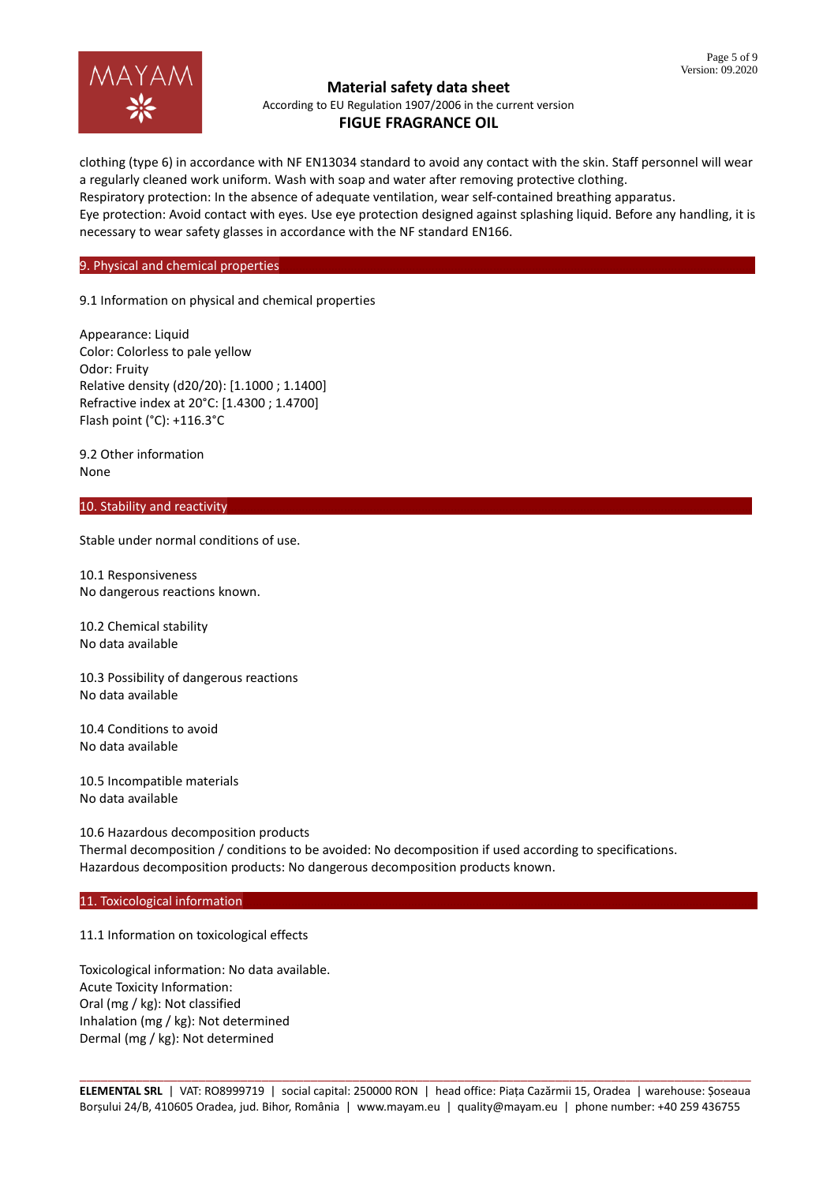clothing (type 6) in accordance with NF EN13034 standard to avoid any contact with the skin. Staff personnel will wear a regularly cleaned work uniform. Wash with soap and water after removing protective clothing.
Respiratory protection: In the absence of adequate ventilation, wear self-contained breathing apparatus.
Eye protection: Avoid contact with eyes. Use eye protection designed against splashing liquid. Before any handling, it is necessary to wear safety glasses in accordance with the NF standard EN166.

## 9. Physical and chemical properties

9.1 Information on physical and chemical properties

Appearance: Liquid
Color: Colorless to pale yellow
Odor: Fruity
Relative density (d20/20): [1.1000 ; 1.1400]
Refractive index at 20°C: [1.4300 ; 1.4700]
Flash point (°C): +116.3°C

9.2 Other information
None

## 10. Stability and reactivity

Stable under normal conditions of use.

10.1 Responsiveness
No dangerous reactions known.

10.2 Chemical stability
No data available

10.3 Possibility of dangerous reactions
No data available

10.4 Conditions to avoid
No data available

10.5 Incompatible materials
No data available

10.6 Hazardous decomposition products
Thermal decomposition / conditions to be avoided: No decomposition if used according to specifications.
Hazardous decomposition products: No dangerous decomposition products known.

## 11. Toxicological information

11.1 Information on toxicological effects

Toxicological information: No data available.
Acute Toxicity Information:
Oral (mg / kg): Not classified
Inhalation (mg / kg): Not determined
Dermal (mg / kg): Not determined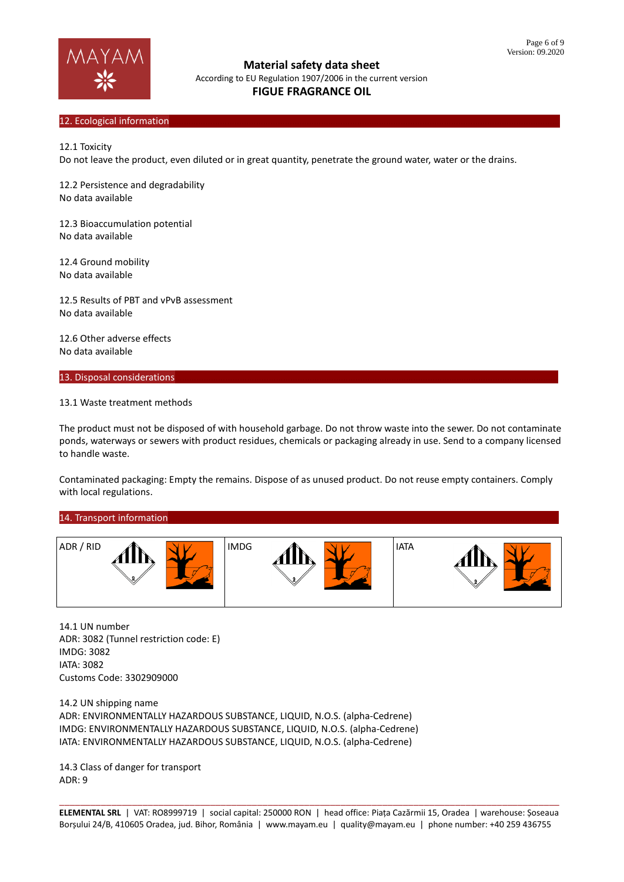## 12. Ecological information

12.1 Toxicity
Do not leave the product, even diluted or in great quantity, penetrate the ground water, water or the drains.

12.2 Persistence and degradability
No data available

12.3 Bioaccumulation potential
No data available

12.4 Ground mobility
No data available

12.5 Results of PBT and vPvB assessment
No data available

12.6 Other adverse effects
No data available

## 13. Disposal considerations

13.1 Waste treatment methods

The product must not be disposed of with household garbage. Do not throw waste into the sewer. Do not contaminate ponds, waterways or sewers with product residues, chemicals or packaging already in use. Send to a company licensed to handle waste.

Contaminated packaging: Empty the remains. Dispose of as unused product. Do not reuse empty containers. Comply with local regulations.

## 14. Transport information

| ADR / RID | IMDG | IATA |
|---|---|---|

14.1 UN number
ADR: 3082 (Tunnel restriction code: E)
IMDG: 3082
IATA: 3082
Customs Code: 3302909000

14.2 UN shipping name
ADR: ENVIRONMENTALLY HAZARDOUS SUBSTANCE, LIQUID, N.O.S. (alpha-Cedrene)
IMDG: ENVIRONMENTALLY HAZARDOUS SUBSTANCE, LIQUID, N.O.S. (alpha-Cedrene)
IATA: ENVIRONMENTALLY HAZARDOUS SUBSTANCE, LIQUID, N.O.S. (alpha-Cedrene)

14.3 Class of danger for transport
ADR: 9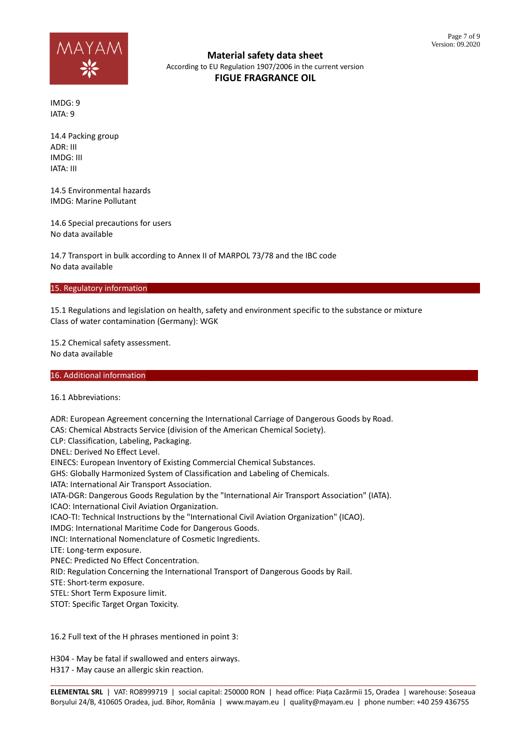IMDG: 9
IATA: 9

14.4 Packing group
ADR: III
IMDG: III
IATA: III

14.5 Environmental hazards
IMDG: Marine Pollutant

14.6 Special precautions for users
No data available

14.7 Transport in bulk according to Annex II of MARPOL 73/78 and the IBC code
No data available

## 15. Regulatory information

15.1 Regulations and legislation on health, safety and environment specific to the substance or mixture
Class of water contamination (Germany): WGK

15.2 Chemical safety assessment.
No data available

## 16. Additional information

16.1 Abbreviations:

ADR: European Agreement concerning the International Carriage of Dangerous Goods by Road.
CAS: Chemical Abstracts Service (division of the American Chemical Society).
CLP: Classification, Labeling, Packaging.
DNEL: Derived No Effect Level.
EINECS: European Inventory of Existing Commercial Chemical Substances.
GHS: Globally Harmonized System of Classification and Labeling of Chemicals.
IATA: International Air Transport Association.
IATA-DGR: Dangerous Goods Regulation by the "International Air Transport Association" (IATA).
ICAO: International Civil Aviation Organization.
ICAO-TI: Technical Instructions by the "International Civil Aviation Organization" (ICAO).
IMDG: International Maritime Code for Dangerous Goods.
INCI: International Nomenclature of Cosmetic Ingredients.
LTE: Long-term exposure.
PNEC: Predicted No Effect Concentration.
RID: Regulation Concerning the International Transport of Dangerous Goods by Rail.
STE: Short-term exposure.
STEL: Short Term Exposure limit.
STOT: Specific Target Organ Toxicity.

16.2 Full text of the H phrases mentioned in point 3:

H304 - May be fatal if swallowed and enters airways.
H317 - May cause an allergic skin reaction.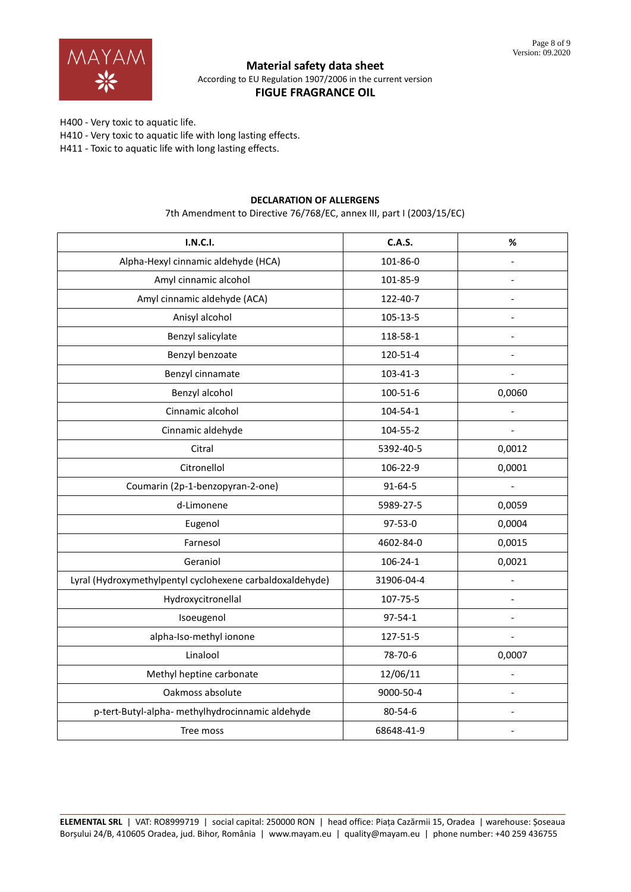H400 - Very toxic to aquatic life.
H410 - Very toxic to aquatic life with long lasting effects.
H411 - Toxic to aquatic life with long lasting effects.

**DECLARATION OF ALLERGENS**

7th Amendment to Directive 76/768/EC, annex III, part I (2003/15/EC)

| I.N.C.I. | C.A.S. | % |
|---|---|---|
| Alpha-Hexyl cinnamic aldehyde (HCA) | 101-86-0 | - |
| Amyl cinnamic alcohol | 101-85-9 | - |
| Amyl cinnamic aldehyde (ACA) | 122-40-7 | - |
| Anisyl alcohol | 105-13-5 | - |
| Benzyl salicylate | 118-58-1 | - |
| Benzyl benzoate | 120-51-4 | - |
| Benzyl cinnamate | 103-41-3 | - |
| Benzyl alcohol | 100-51-6 | 0,0060 |
| Cinnamic alcohol | 104-54-1 | - |
| Cinnamic aldehyde | 104-55-2 | - |
| Citral | 5392-40-5 | 0,0012 |
| Citronellol | 106-22-9 | 0,0001 |
| Coumarin (2p-1-benzopyran-2-one) | 91-64-5 | - |
| d-Limonene | 5989-27-5 | 0,0059 |
| Eugenol | 97-53-0 | 0,0004 |
| Farnesol | 4602-84-0 | 0,0015 |
| Geraniol | 106-24-1 | 0,0021 |
| Lyral (Hydroxymethylpentyl cyclohexene carbaldoxaldehyde) | 31906-04-4 | - |
| Hydroxycitronellal | 107-75-5 | - |
| Isoeugenol | 97-54-1 | - |
| alpha-Iso-methyl ionone | 127-51-5 | - |
| Linalool | 78-70-6 | 0,0007 |
| Methyl heptine carbonate | 12/06/11 | - |
| Oakmoss absolute | 9000-50-4 | - |
| p-tert-Butyl-alpha- methylhydrocinnamic aldehyde | 80-54-6 | - |
| Tree moss | 68648-41-9 | - |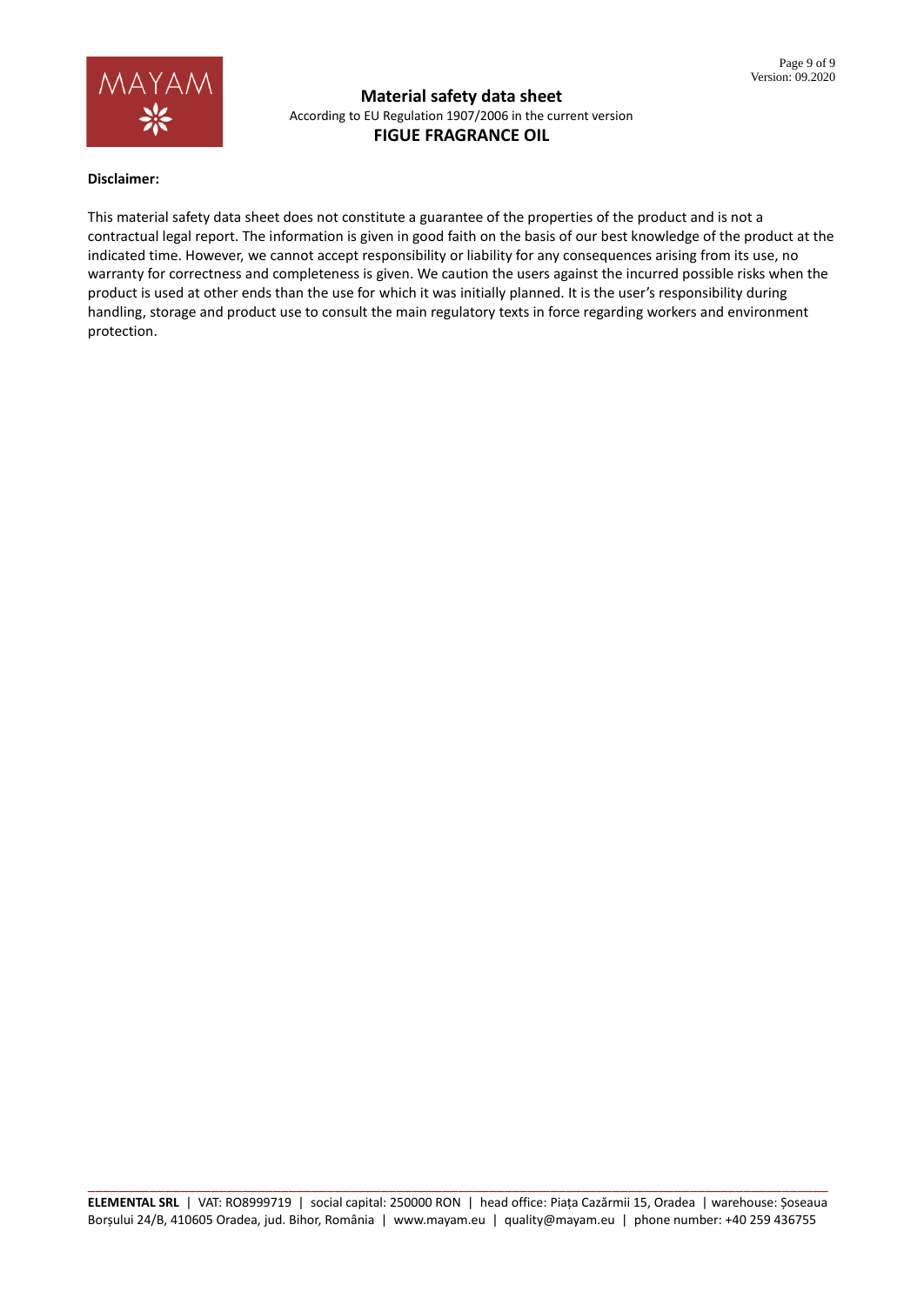**Disclaimer:**

This material safety data sheet does not constitute a guarantee of the properties of the product and is not a contractual legal report. The information is given in good faith on the basis of our best knowledge of the product at the indicated time. However, we cannot accept responsibility or liability for any consequences arising from its use, no warranty for correctness and completeness is given. We caution the users against the incurred possible risks when the product is used at other ends than the use for which it was initially planned. It is the user's responsibility during handling, storage and product use to consult the main regulatory texts in force regarding workers and environment protection.